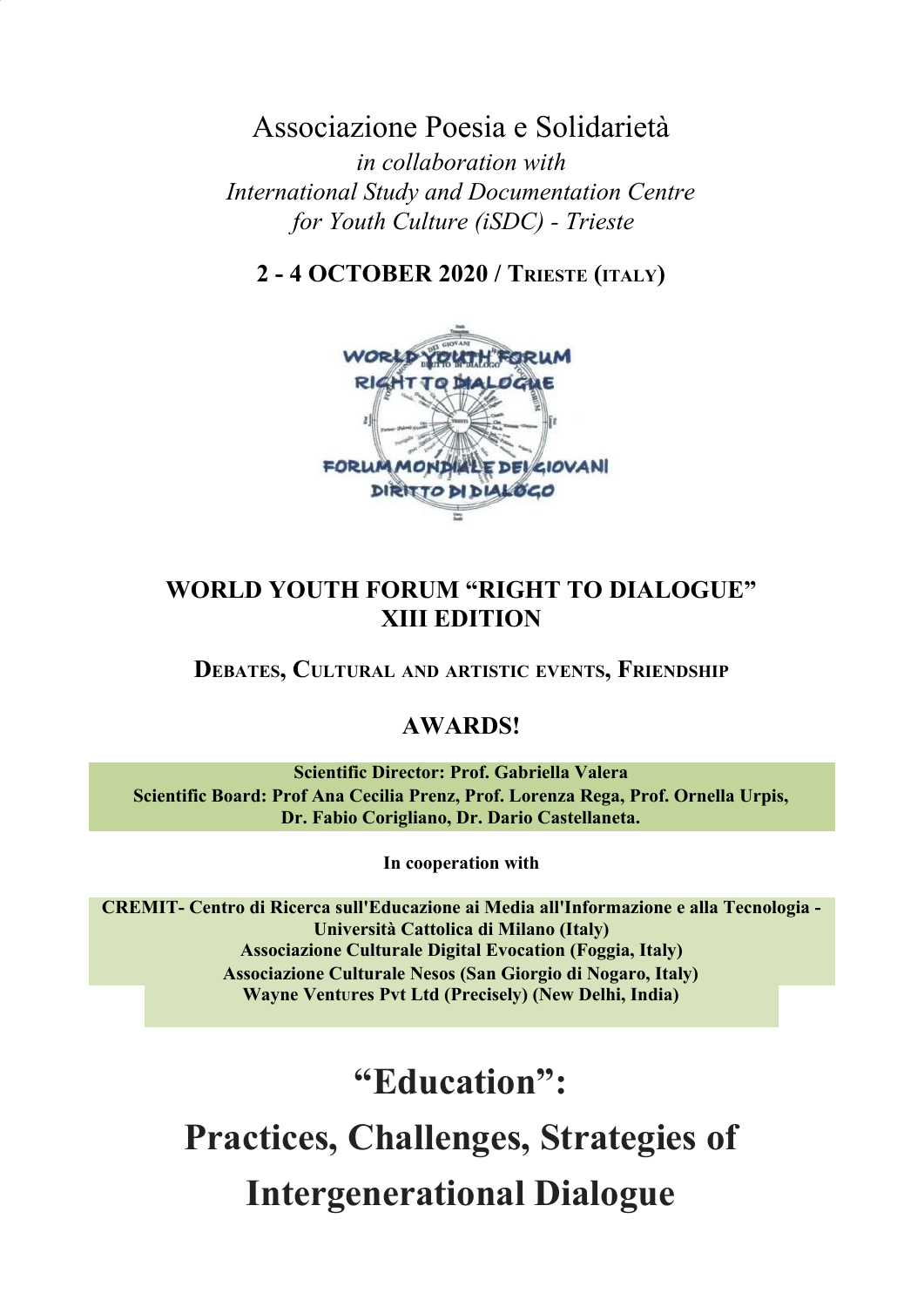Associazione Poesia e Solidarietà

*in collaboration with*

*International Study and Documentation Centre for Youth Culture (iSDC) - Trieste*

**2 - 4 OCTOBER 2020 / TRIESTE (ITALY)**

## WORLD YOUTH FORUM "RIGHT TO DIALOGUE" XIII EDITION

**DEBATES, CULTURAL AND ARTISTIC EVENTS, FRIENDSHIP**

**AWARDS!**

**Scientific Director: Prof. Gabriella Valera**
**Scientific Board: Prof Ana Cecilia Prenz, Prof. Lorenza Rega, Prof. Ornella Urpis, Dr. Fabio Corigliano, Dr. Dario Castellaneta.**

**In cooperation with**

**CREMIT- Centro di Ricerca sull'Educazione ai Media all'Informazione e alla Tecnologia - Università Cattolica di Milano (Italy)**
**Associazione Culturale Digital Evocation (Foggia, Italy)**
**Associazione Culturale Nesos (San Giorgio di Nogaro, Italy)**
**Wayne Ventures Pvt Ltd (Precisely) (New Delhi, India)**

# "Education": Practices, Challenges, Strategies of Intergenerational Dialogue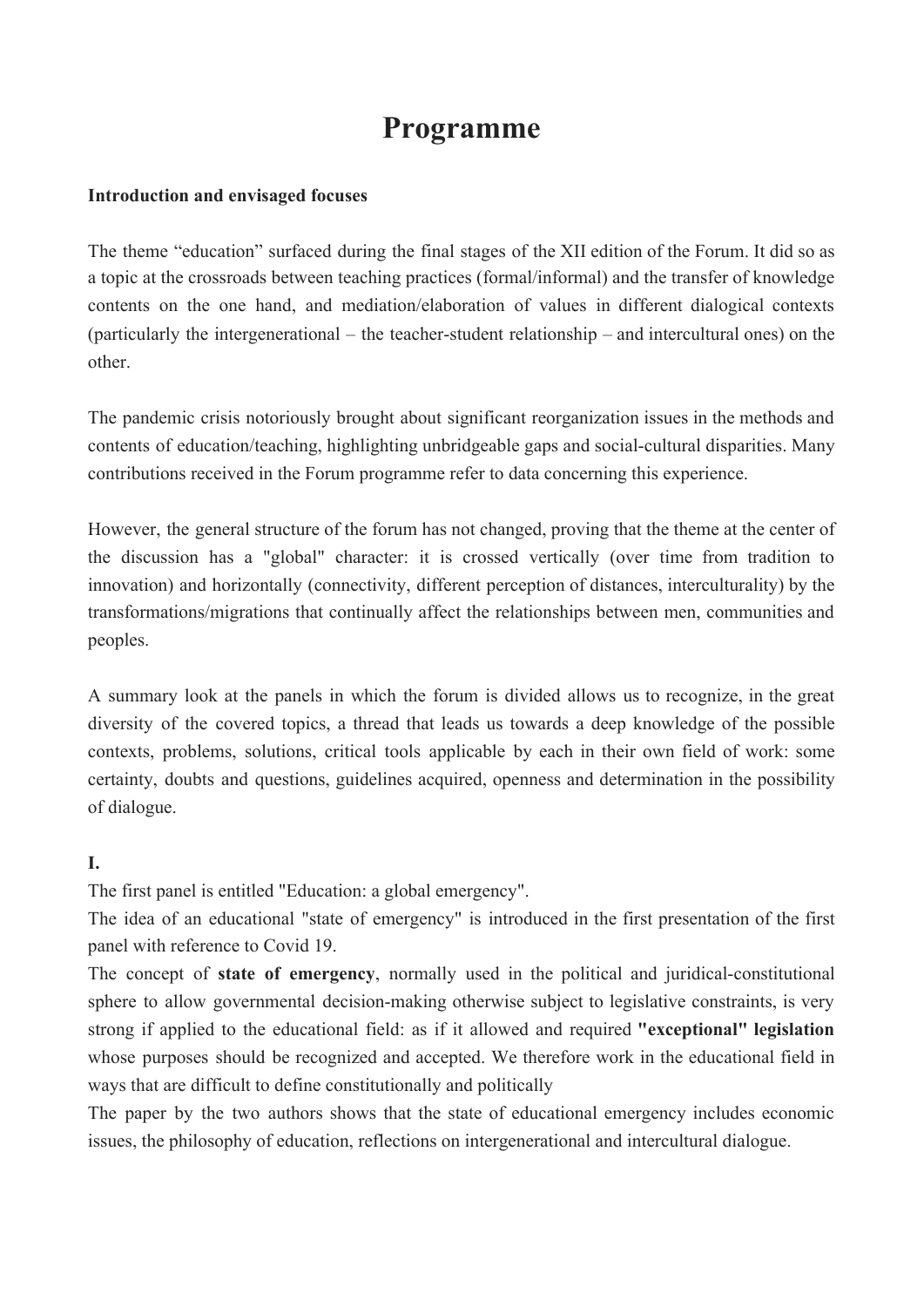# Programme

**Introduction and envisaged focuses**

The theme "education" surfaced during the final stages of the XII edition of the Forum. It did so as a topic at the crossroads between teaching practices (formal/informal) and the transfer of knowledge contents on the one hand, and mediation/elaboration of values in different dialogical contexts (particularly the intergenerational – the teacher-student relationship – and intercultural ones) on the other.

The pandemic crisis notoriously brought about significant reorganization issues in the methods and contents of education/teaching, highlighting unbridgeable gaps and social-cultural disparities. Many contributions received in the Forum programme refer to data concerning this experience.

However, the general structure of the forum has not changed, proving that the theme at the center of the discussion has a "global" character: it is crossed vertically (over time from tradition to innovation) and horizontally (connectivity, different perception of distances, interculturality) by the transformations/migrations that continually affect the relationships between men, communities and peoples.

A summary look at the panels in which the forum is divided allows us to recognize, in the great diversity of the covered topics, a thread that leads us towards a deep knowledge of the possible contexts, problems, solutions, critical tools applicable by each in their own field of work: some certainty, doubts and questions, guidelines acquired, openness and determination in the possibility of dialogue.

**I.**

The first panel is entitled "Education: a global emergency".

The idea of an educational "state of emergency" is introduced in the first presentation of the first panel with reference to Covid 19.

The concept of **state of emergency**, normally used in the political and juridical-constitutional sphere to allow governmental decision-making otherwise subject to legislative constraints, is very strong if applied to the educational field: as if it allowed and required **"exceptional" legislation** whose purposes should be recognized and accepted. We therefore work in the educational field in ways that are difficult to define constitutionally and politically

The paper by the two authors shows that the state of educational emergency includes economic issues, the philosophy of education, reflections on intergenerational and intercultural dialogue.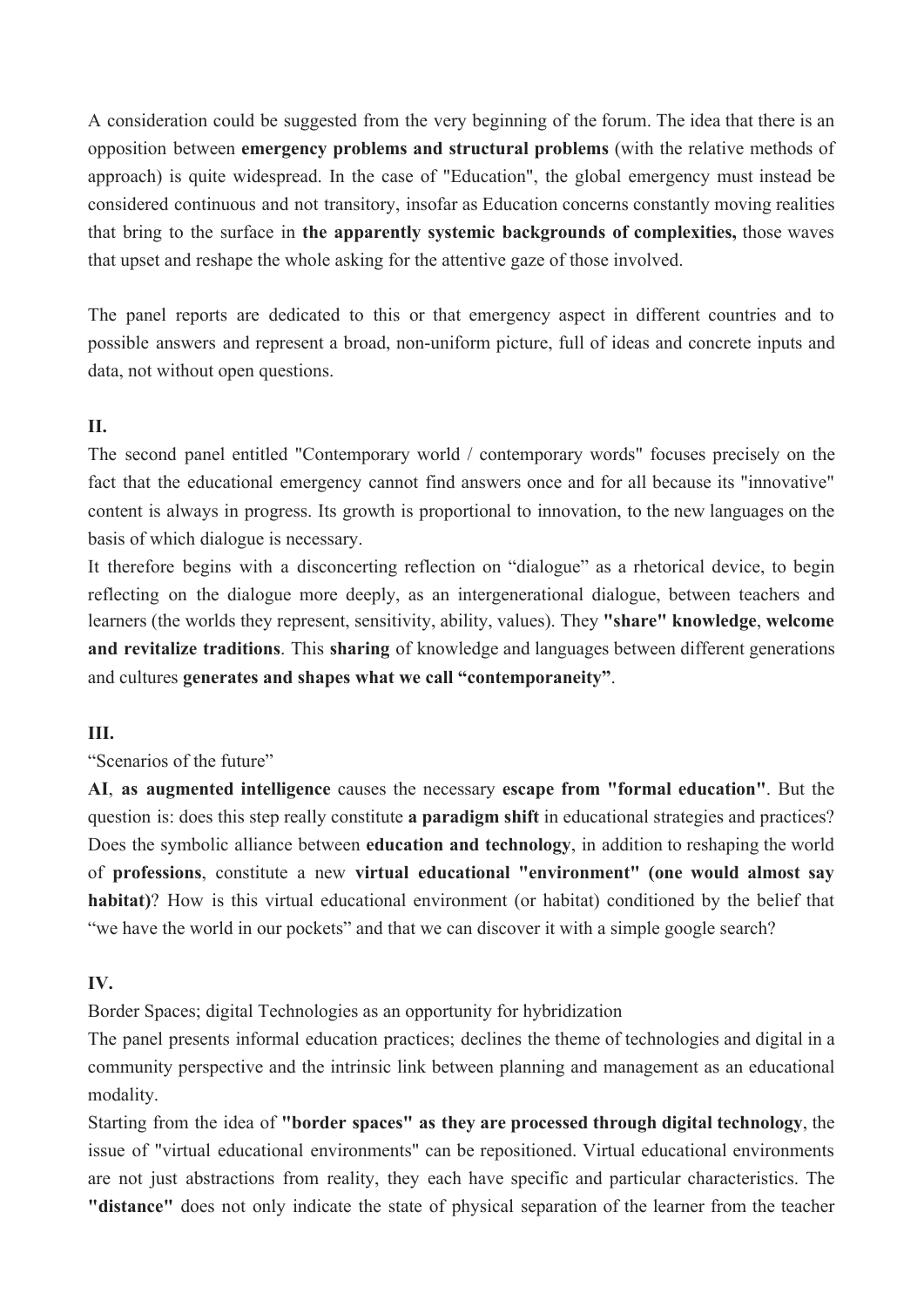A consideration could be suggested from the very beginning of the forum. The idea that there is an opposition between **emergency problems and structural problems** (with the relative methods of approach) is quite widespread. In the case of "Education", the global emergency must instead be considered continuous and not transitory, insofar as Education concerns constantly moving realities that bring to the surface in **the apparently systemic backgrounds of complexities,** those waves that upset and reshape the whole asking for the attentive gaze of those involved.

The panel reports are dedicated to this or that emergency aspect in different countries and to possible answers and represent a broad, non-uniform picture, full of ideas and concrete inputs and data, not without open questions.

**II.**

The second panel entitled "Contemporary world / contemporary words" focuses precisely on the fact that the educational emergency cannot find answers once and for all because its "innovative" content is always in progress. Its growth is proportional to innovation, to the new languages on the basis of which dialogue is necessary.

It therefore begins with a disconcerting reflection on "dialogue" as a rhetorical device, to begin reflecting on the dialogue more deeply, as an intergenerational dialogue, between teachers and learners (the worlds they represent, sensitivity, ability, values). They **"share" knowledge**, **welcome and revitalize traditions**. This **sharing** of knowledge and languages between different generations and cultures **generates and shapes what we call "contemporaneity"**.

**III.**

"Scenarios of the future"

**AI**, **as augmented intelligence** causes the necessary **escape from "formal education"**. But the question is: does this step really constitute **a paradigm shift** in educational strategies and practices? Does the symbolic alliance between **education and technology**, in addition to reshaping the world of **professions**, constitute a new **virtual educational "environment" (one would almost say habitat)**? How is this virtual educational environment (or habitat) conditioned by the belief that "we have the world in our pockets" and that we can discover it with a simple google search?

**IV.**

Border Spaces; digital Technologies as an opportunity for hybridization

The panel presents informal education practices; declines the theme of technologies and digital in a community perspective and the intrinsic link between planning and management as an educational modality.

Starting from the idea of **"border spaces" as they are processed through digital technology**, the issue of "virtual educational environments" can be repositioned. Virtual educational environments are not just abstractions from reality, they each have specific and particular characteristics. The **"distance"** does not only indicate the state of physical separation of the learner from the teacher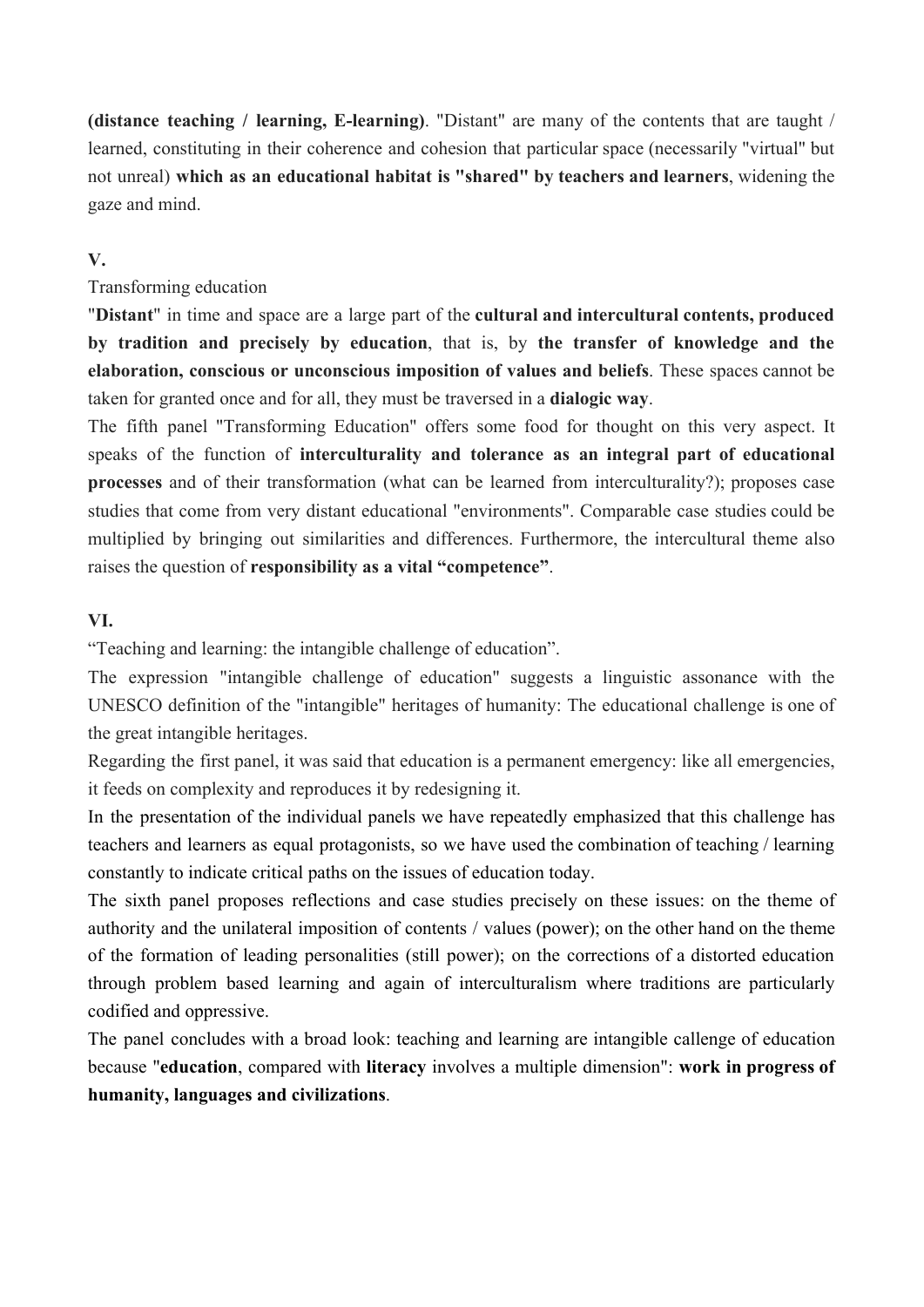**(distance teaching / learning, E-learning)**. "Distant" are many of the contents that are taught / learned, constituting in their coherence and cohesion that particular space (necessarily "virtual" but not unreal) **which as an educational habitat is "shared" by teachers and learners**, widening the gaze and mind.

**V.**

Transforming education

"**Distant**" in time and space are a large part of the **cultural and intercultural contents, produced by tradition and precisely by education**, that is, by **the transfer of knowledge and the elaboration, conscious or unconscious imposition of values and beliefs**. These spaces cannot be taken for granted once and for all, they must be traversed in a **dialogic way**.

The fifth panel "Transforming Education" offers some food for thought on this very aspect. It speaks of the function of **interculturality and tolerance as an integral part of educational processes** and of their transformation (what can be learned from interculturality?); proposes case studies that come from very distant educational "environments". Comparable case studies could be multiplied by bringing out similarities and differences. Furthermore, the intercultural theme also raises the question of **responsibility as a vital "competence"**.

**VI.**

"Teaching and learning: the intangible challenge of education".

The expression "intangible challenge of education" suggests a linguistic assonance with the UNESCO definition of the "intangible" heritages of humanity: The educational challenge is one of the great intangible heritages.

Regarding the first panel, it was said that education is a permanent emergency: like all emergencies, it feeds on complexity and reproduces it by redesigning it.

In the presentation of the individual panels we have repeatedly emphasized that this challenge has teachers and learners as equal protagonists, so we have used the combination of teaching / learning constantly to indicate critical paths on the issues of education today.

The sixth panel proposes reflections and case studies precisely on these issues: on the theme of authority and the unilateral imposition of contents / values (power); on the other hand on the theme of the formation of leading personalities (still power); on the corrections of a distorted education through problem based learning and again of interculturalism where traditions are particularly codified and oppressive.

The panel concludes with a broad look: teaching and learning are intangible callenge of education because "**education**, compared with **literacy** involves a multiple dimension": **work in progress of humanity, languages and civilizations**.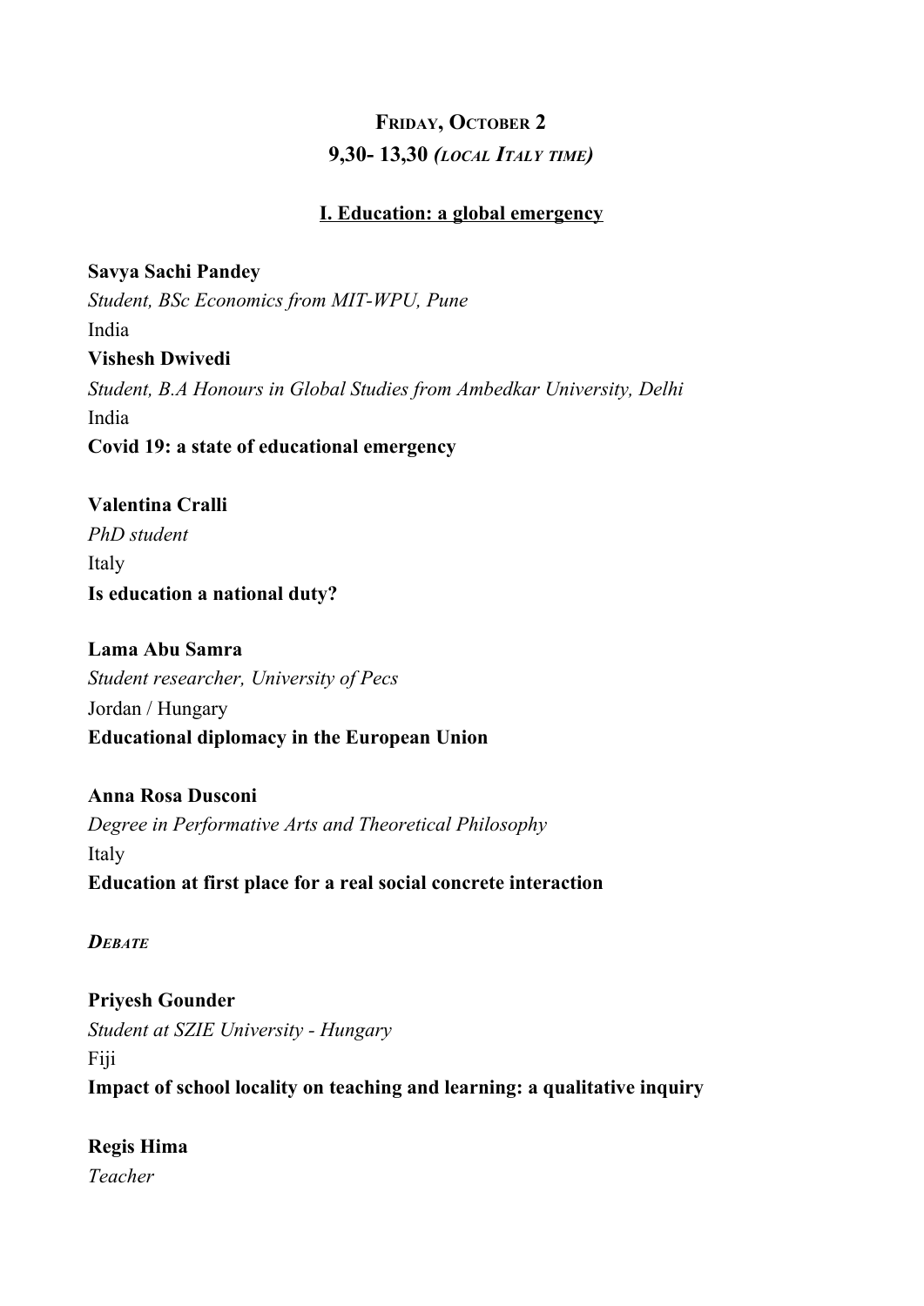**Friday, October 2**

**9,30- 13,30 *(local Italy time)***

## I. Education: a global emergency

**Savya Sachi Pandey**
*Student, BSc Economics from MIT-WPU, Pune*
India
**Vishesh Dwivedi**
*Student, B.A Honours in Global Studies from Ambedkar University, Delhi*
India
**Covid 19: a state of educational emergency**

**Valentina Cralli**
*PhD student*
Italy
**Is education a national duty?**

**Lama Abu Samra**
*Student researcher, University of Pecs*
Jordan / Hungary
**Educational diplomacy in the European Union**

**Anna Rosa Dusconi**
*Degree in Performative Arts and Theoretical Philosophy*
Italy
**Education at first place for a real social concrete interaction**

***Debate***

**Priyesh Gounder**
*Student at SZIE University - Hungary*
Fiji
**Impact of school locality on teaching and learning: a qualitative inquiry**

**Regis Hima**
*Teacher*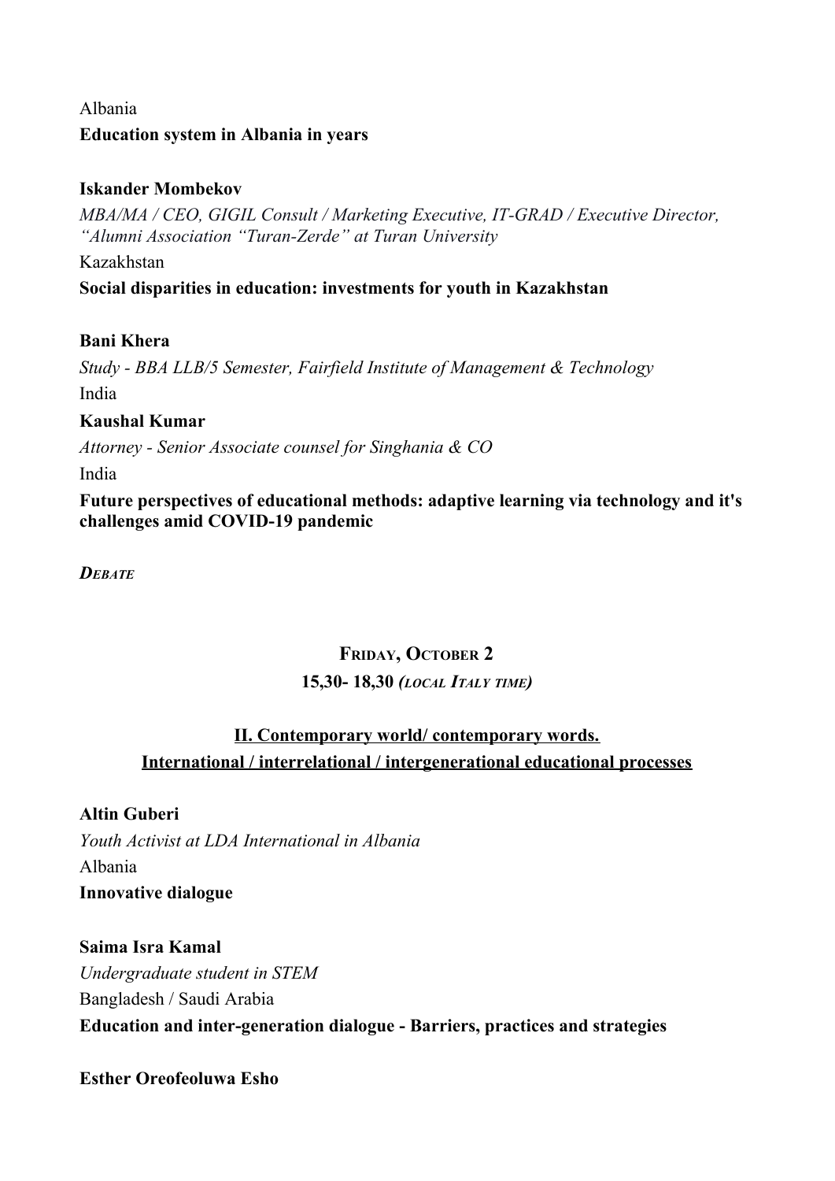Albania

**Education system in Albania in years**

**Iskander Mombekov**

*MBA/MA / CEO, GIGIL Consult / Marketing Executive, IT-GRAD / Executive Director, "Alumni Association "Turan-Zerde" at Turan University*

Kazakhstan

**Social disparities in education: investments for youth in Kazakhstan**

**Bani Khera**

*Study - BBA LLB/5 Semester, Fairfield Institute of Management & Technology*

India

**Kaushal Kumar**

*Attorney - Senior Associate counsel for Singhania & CO*

India

**Future perspectives of educational methods: adaptive learning via technology and it's challenges amid COVID-19 pandemic**

***Debate***

## Friday, October 2

**15,30- 18,30 *(local Italy time)***

## II. Contemporary world/ contemporary words. International / interrelational / intergenerational educational processes

**Altin Guberi**

*Youth Activist at LDA International in Albania*

Albania

**Innovative dialogue**

**Saima Isra Kamal**

*Undergraduate student in STEM*

Bangladesh / Saudi Arabia

**Education and inter-generation dialogue - Barriers, practices and strategies**

**Esther Oreofeoluwa Esho**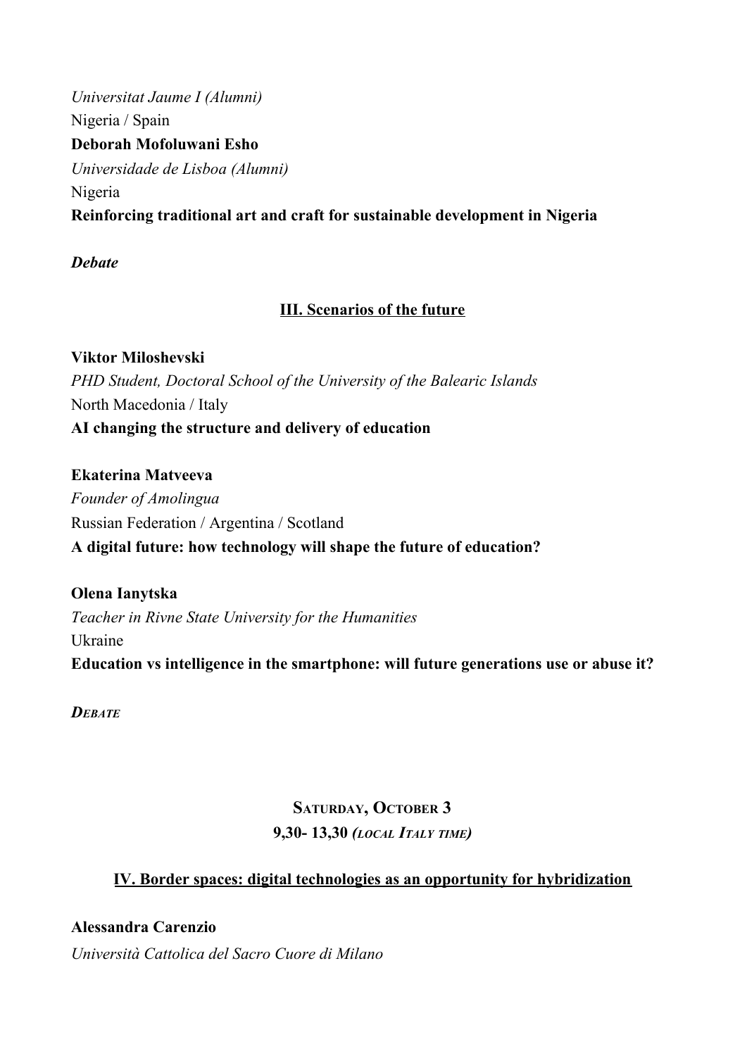*Universitat Jaume I (Alumni)*
Nigeria / Spain
**Deborah Mofoluwani Esho**
*Universidade de Lisboa (Alumni)*
Nigeria
**Reinforcing traditional art and craft for sustainable development in Nigeria**

***Debate***

## III. Scenarios of the future

**Viktor Miloshevski**
*PHD Student, Doctoral School of the University of the Balearic Islands*
North Macedonia / Italy
**AI changing the structure and delivery of education**

**Ekaterina Matveeva**
*Founder of Amolingua*
Russian Federation / Argentina / Scotland
**A digital future: how technology will shape the future of education?**

**Olena Ianytska**
*Teacher in Rivne State University for the Humanities*
Ukraine
**Education vs intelligence in the smartphone: will future generations use or abuse it?**

***Debate***

## Saturday, October 3
**9,30- 13,30 *(local Italy time)***

## IV. Border spaces: digital technologies as an opportunity for hybridization

**Alessandra Carenzio**
*Università Cattolica del Sacro Cuore di Milano*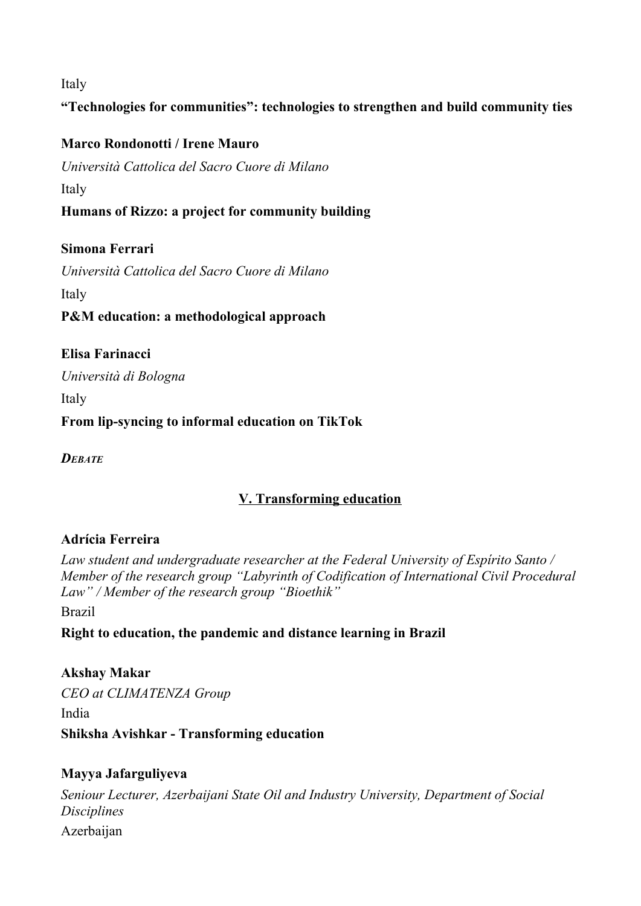Italy

**“Technologies for communities”: technologies to strengthen and build community ties**

**Marco Rondonotti / Irene Mauro**

*Università Cattolica del Sacro Cuore di Milano*

Italy

**Humans of Rizzo: a project for community building**

**Simona Ferrari**

*Università Cattolica del Sacro Cuore di Milano*

Italy

**P&M education: a methodological approach**

**Elisa Farinacci**

*Università di Bologna*

Italy

**From lip-syncing to informal education on TikTok**

***DEBATE***

## V. Transforming education

**Adrícia Ferreira**

*Law student and undergraduate researcher at the Federal University of Espírito Santo / Member of the research group “Labyrinth of Codification of International Civil Procedural Law” / Member of the research group “Bioethik”*

Brazil

**Right to education, the pandemic and distance learning in Brazil**

**Akshay Makar**

*CEO at CLIMATENZA Group*

India

**Shiksha Avishkar - Transforming education**

**Mayya Jafarguliyeva**

*Seniour Lecturer, Azerbaijani State Oil and Industry University, Department of Social Disciplines*

Azerbaijan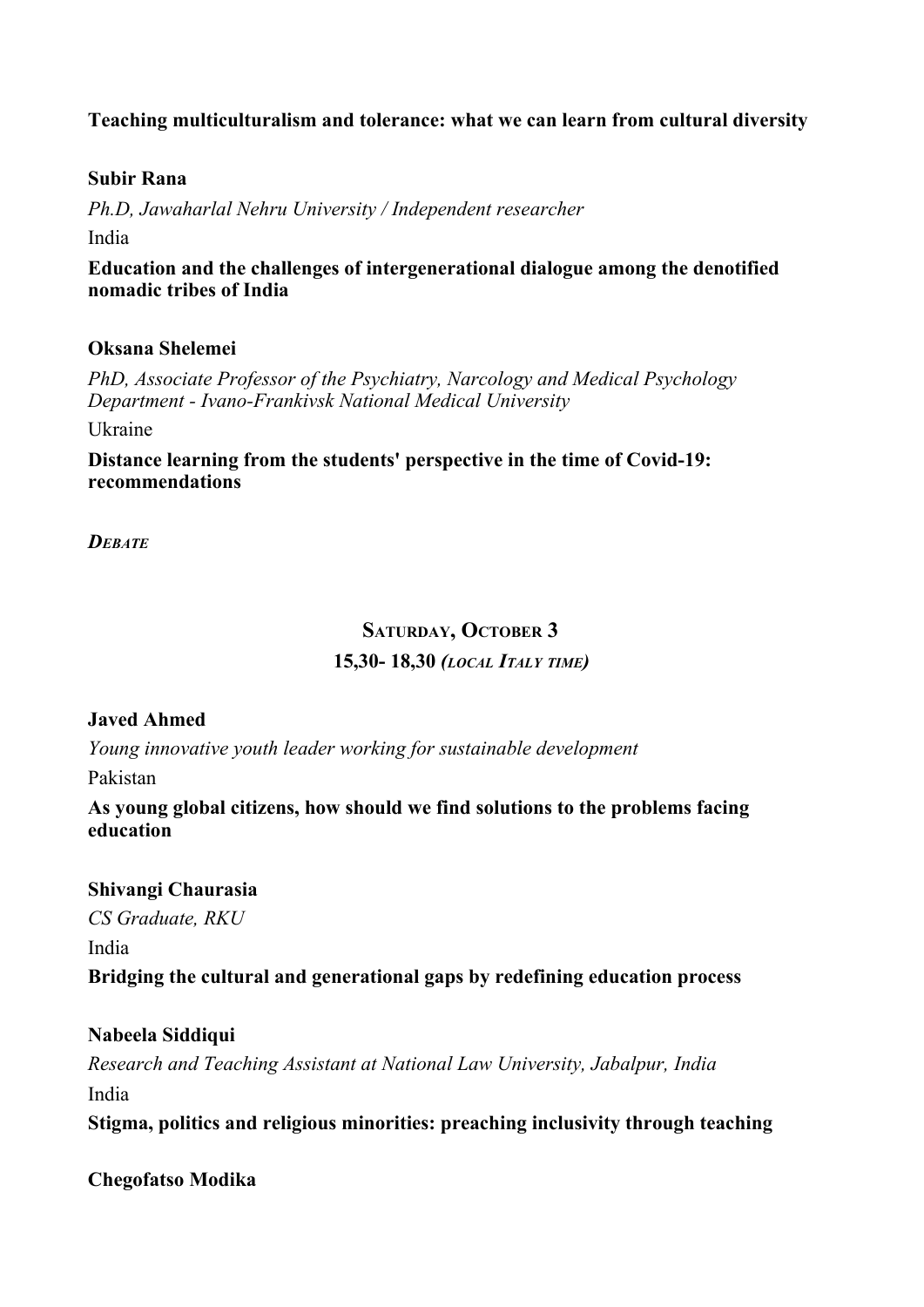**Teaching multiculturalism and tolerance: what we can learn from cultural diversity**

**Subir Rana**

*Ph.D, Jawaharlal Nehru University / Independent researcher*

India

**Education and the challenges of intergenerational dialogue among the denotified nomadic tribes of India**

**Oksana Shelemei**

*PhD, Associate Professor of the Psychiatry, Narcology and Medical Psychology Department - Ivano-Frankivsk National Medical University*

Ukraine

**Distance learning from the students' perspective in the time of Covid-19: recommendations**

***Debate***

## Saturday, October 3

**15,30- 18,30 *(local Italy time)***

**Javed Ahmed**

*Young innovative youth leader working for sustainable development*

Pakistan

**As young global citizens, how should we find solutions to the problems facing education**

**Shivangi Chaurasia**

*CS Graduate, RKU*

India

**Bridging the cultural and generational gaps by redefining education process**

**Nabeela Siddiqui**

*Research and Teaching Assistant at National Law University, Jabalpur, India*

India

**Stigma, politics and religious minorities: preaching inclusivity through teaching**

**Chegofatso Modika**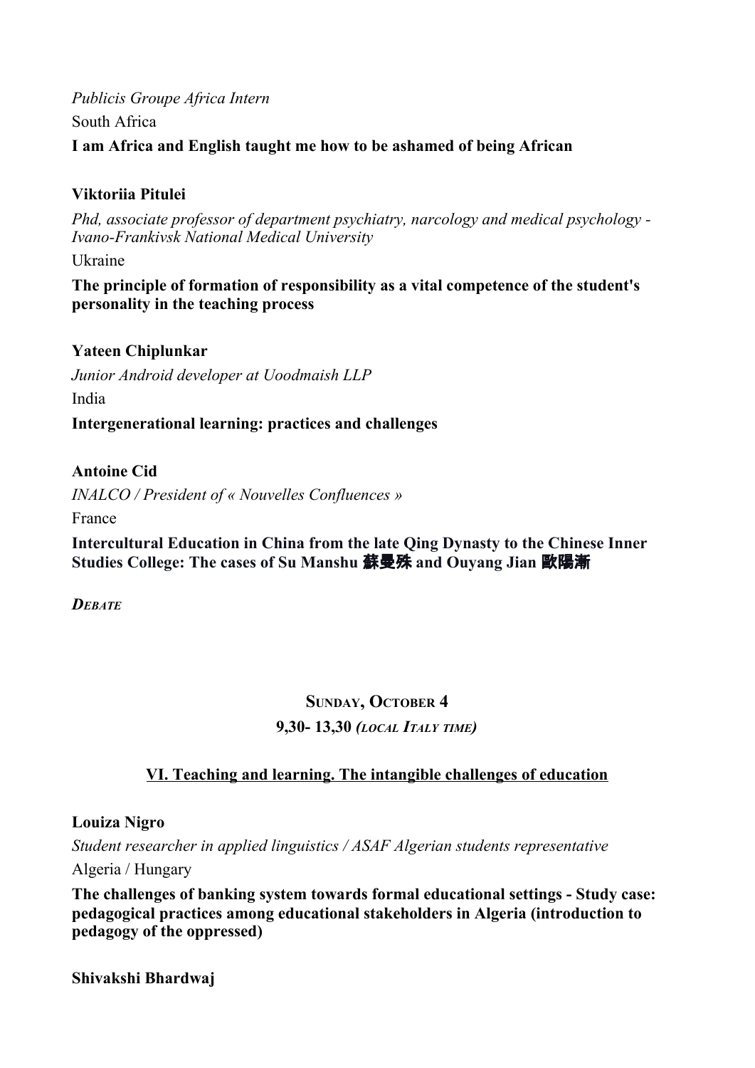*Publicis Groupe Africa Intern*

South Africa

**I am Africa and English taught me how to be ashamed of being African**

**Viktoriia Pitulei**

*Phd, associate professor of department psychiatry, narcology and medical psychology - Ivano-Frankivsk National Medical University*

Ukraine

**The principle of formation of responsibility as a vital competence of the student's personality in the teaching process**

**Yateen Chiplunkar**

*Junior Android developer at Uoodmaish LLP*

India

**Intergenerational learning: practices and challenges**

**Antoine Cid**

*INALCO / President of « Nouvelles Confluences »*

France

**Intercultural Education in China from the late Qing Dynasty to the Chinese Inner Studies College: The cases of Su Manshu 蘇曼殊 and Ouyang Jian 歐陽漸**

***DEBATE***

**SUNDAY, OCTOBER 4**

**9,30- 13,30 *(LOCAL ITALY TIME)***

## VI. Teaching and learning. The intangible challenges of education

**Louiza Nigro**

*Student researcher in applied linguistics / ASAF Algerian students representative*

Algeria / Hungary

**The challenges of banking system towards formal educational settings - Study case: pedagogical practices among educational stakeholders in Algeria (introduction to pedagogy of the oppressed)**

**Shivakshi Bhardwaj**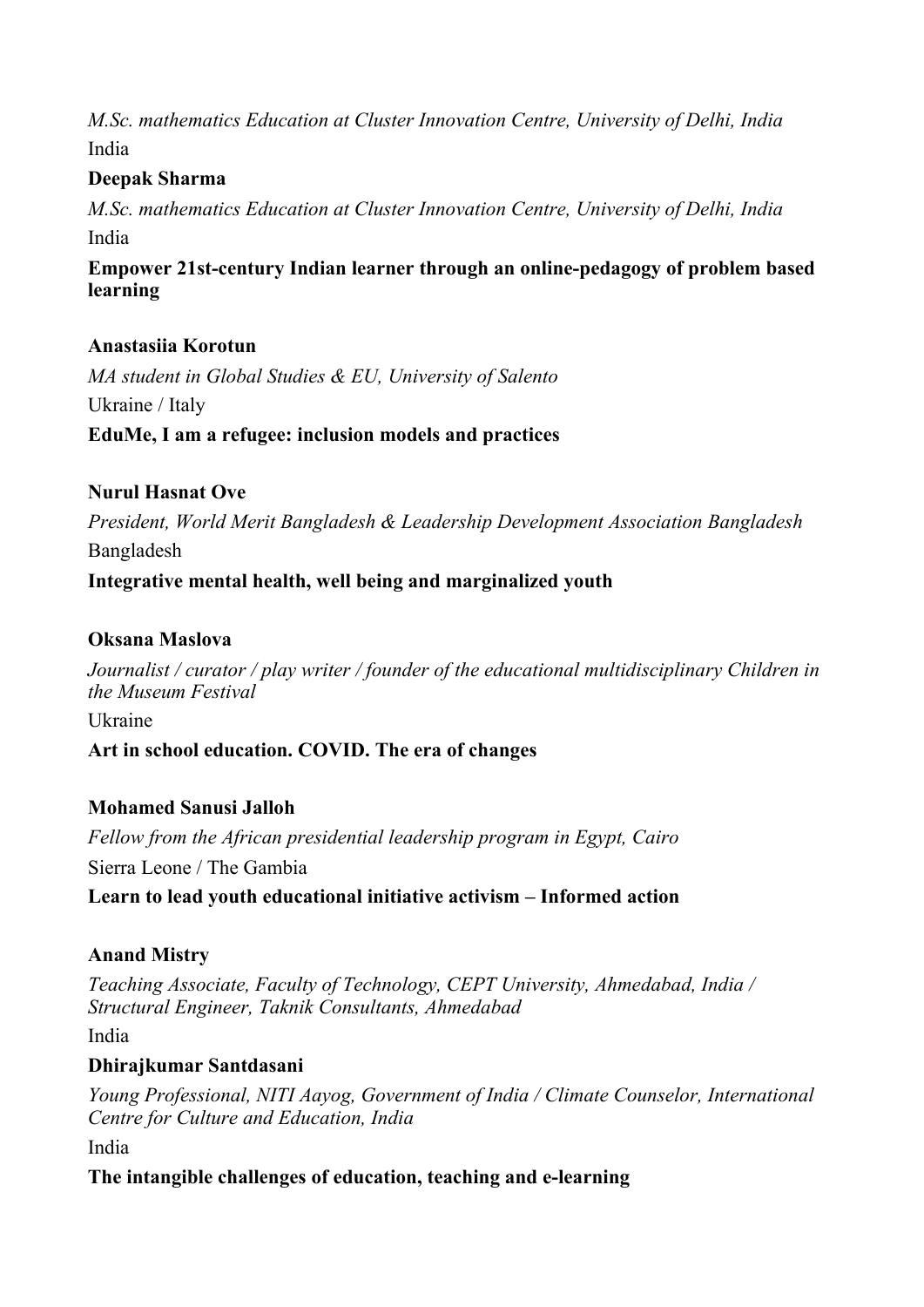*M.Sc. mathematics Education at Cluster Innovation Centre, University of Delhi, India*

India

**Deepak Sharma**

*M.Sc. mathematics Education at Cluster Innovation Centre, University of Delhi, India*

India

**Empower 21st-century Indian learner through an online-pedagogy of problem based learning**

**Anastasiia Korotun**

*MA student in Global Studies & EU, University of Salento*

Ukraine / Italy

**EduMe, I am a refugee: inclusion models and practices**

**Nurul Hasnat Ove**

*President, World Merit Bangladesh & Leadership Development Association Bangladesh*

Bangladesh

**Integrative mental health, well being and marginalized youth**

**Oksana Maslova**

*Journalist / curator / play writer / founder of the educational multidisciplinary Children in the Museum Festival*

Ukraine

**Art in school education. COVID. The era of changes**

**Mohamed Sanusi Jalloh**

*Fellow from the African presidential leadership program in Egypt, Cairo*

Sierra Leone / The Gambia

**Learn to lead youth educational initiative activism – Informed action**

**Anand Mistry**

*Teaching Associate, Faculty of Technology, CEPT University, Ahmedabad, India / Structural Engineer, Taknik Consultants, Ahmedabad*

India

**Dhirajkumar Santdasani**

*Young Professional, NITI Aayog, Government of India / Climate Counselor, International Centre for Culture and Education, India*

India

**The intangible challenges of education, teaching and e-learning**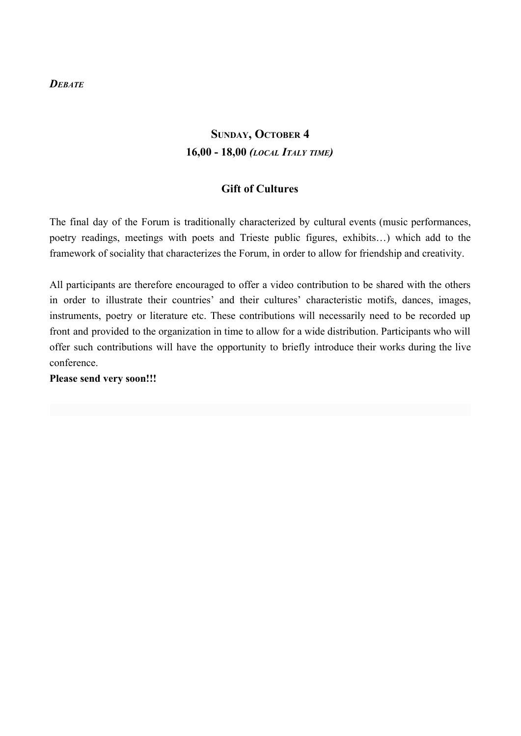***Debate***

## Sunday, October 4

## 16,00 - 18,00 *(local Italy time)*

### Gift of Cultures

The final day of the Forum is traditionally characterized by cultural events (music performances, poetry readings, meetings with poets and Trieste public figures, exhibits…) which add to the framework of sociality that characterizes the Forum, in order to allow for friendship and creativity.

All participants are therefore encouraged to offer a video contribution to be shared with the others in order to illustrate their countries' and their cultures' characteristic motifs, dances, images, instruments, poetry or literature etc. These contributions will necessarily need to be recorded up front and provided to the organization in time to allow for a wide distribution. Participants who will offer such contributions will have the opportunity to briefly introduce their works during the live conference.

**Please send very soon!!!**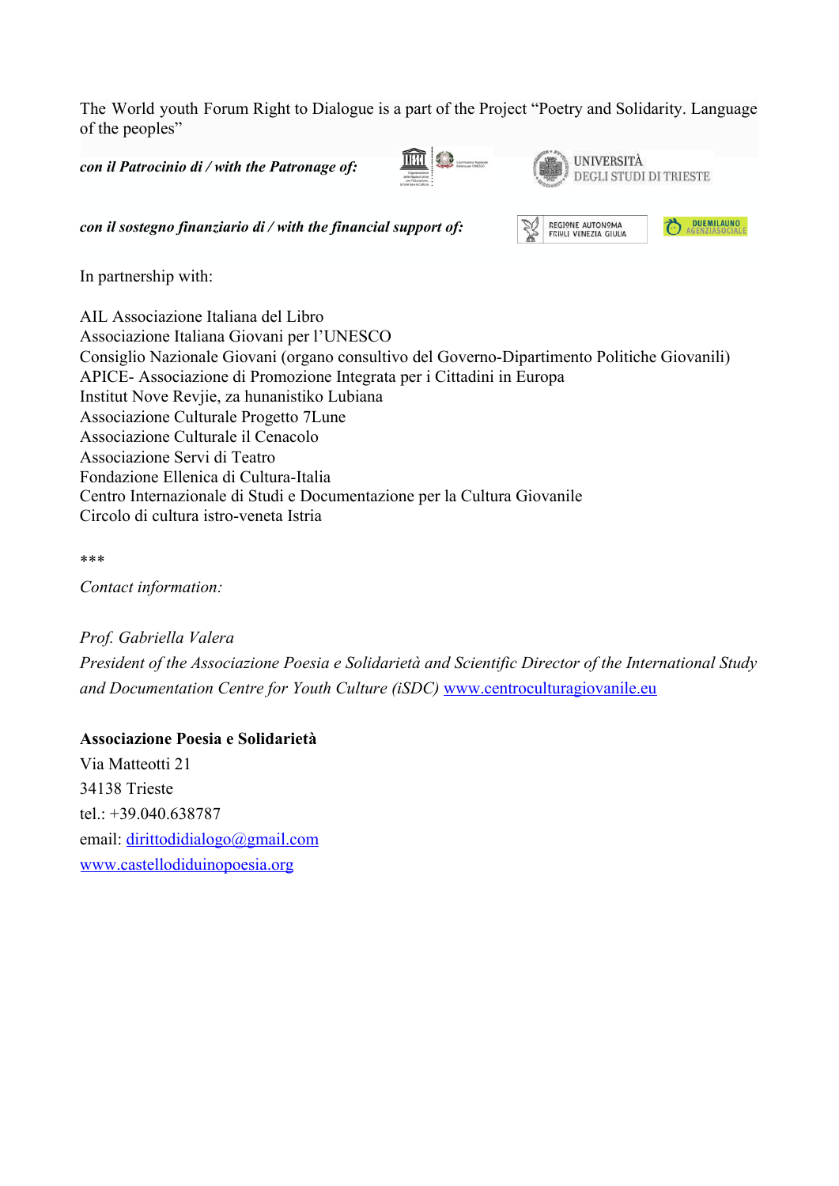The World youth Forum Right to Dialogue is a part of the Project “Poetry and Solidarity. Language of the peoples”

***con il Patrocinio di / with the Patronage of:***

***con il sostegno finanziario di / with the financial support of:***

In partnership with:

AIL Associazione Italiana del Libro
Associazione Italiana Giovani per l’UNESCO
Consiglio Nazionale Giovani (organo consultivo del Governo-Dipartimento Politiche Giovanili)
APICE- Associazione di Promozione Integrata per i Cittadini in Europa
Institut Nove Revjie, za hunanistiko Lubiana
Associazione Culturale Progetto 7Lune
Associazione Culturale il Cenacolo
Associazione Servi di Teatro
Fondazione Ellenica di Cultura-Italia
Centro Internazionale di Studi e Documentazione per la Cultura Giovanile
Circolo di cultura istro-veneta Istria

***

*Contact information:*

*Prof. Gabriella Valera*
*President of the Associazione Poesia e Solidarietà and Scientific Director of the International Study and Documentation Centre for Youth Culture (iSDC)* www.centroculturagiovanile.eu

**Associazione Poesia e Solidarietà**
Via Matteotti 21
34138 Trieste
tel.: +39.040.638787
email: dirittodidialogo@gmail.com
www.castellodiduinopoesia.org